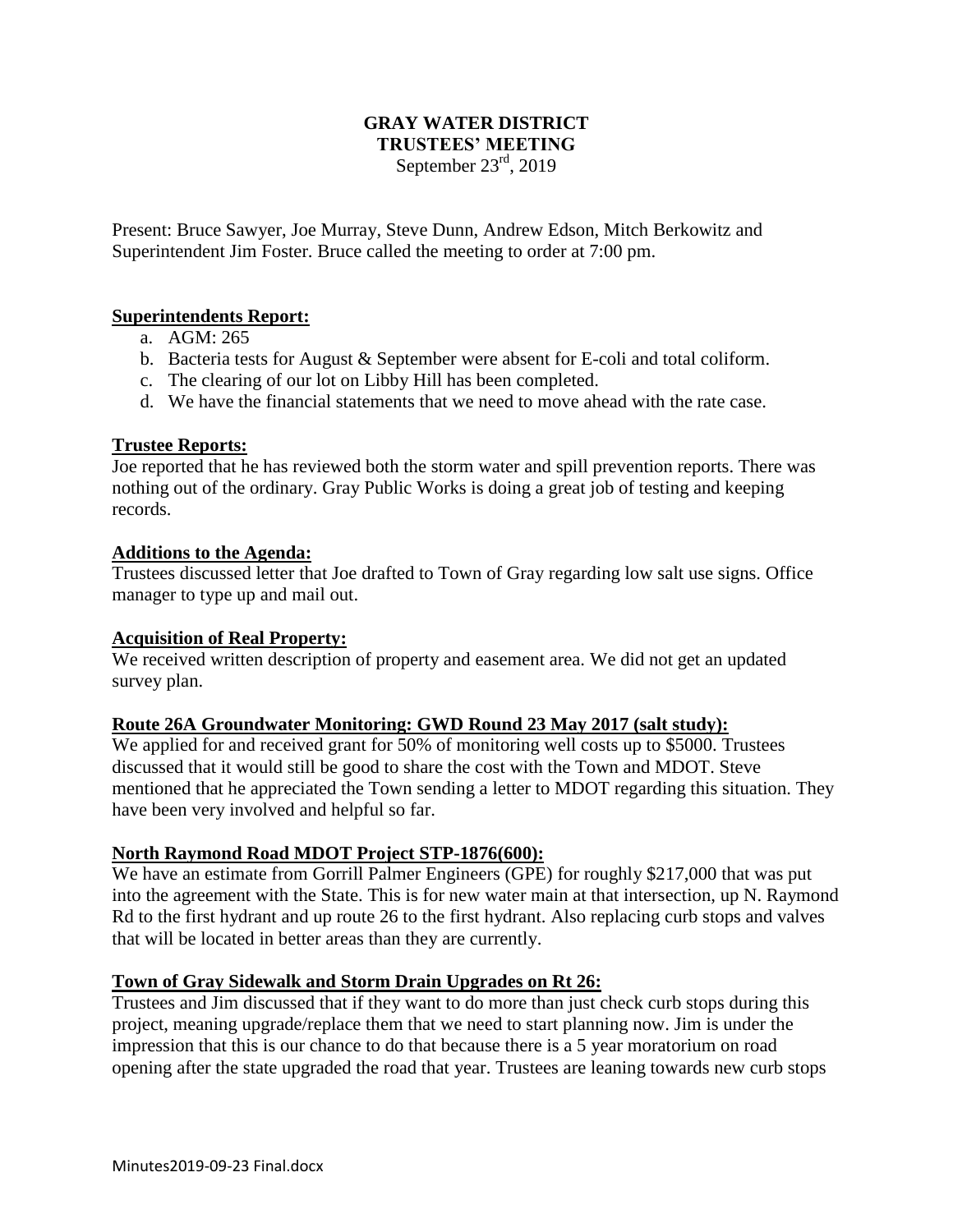# GRAY WATER DISTRICT
## TRUSTEES' MEETING
September 23rd, 2019

Present: Bruce Sawyer, Joe Murray, Steve Dunn, Andrew Edson, Mitch Berkowitz and Superintendent Jim Foster. Bruce called the meeting to order at 7:00 pm.

**Superintendents Report:**

a. AGM: 265
b. Bacteria tests for August & September were absent for E-coli and total coliform.
c. The clearing of our lot on Libby Hill has been completed.
d. We have the financial statements that we need to move ahead with the rate case.

**Trustee Reports:**

Joe reported that he has reviewed both the storm water and spill prevention reports. There was nothing out of the ordinary. Gray Public Works is doing a great job of testing and keeping records.

**Additions to the Agenda:**

Trustees discussed letter that Joe drafted to Town of Gray regarding low salt use signs. Office manager to type up and mail out.

**Acquisition of Real Property:**

We received written description of property and easement area. We did not get an updated survey plan.

**Route 26A Groundwater Monitoring: GWD Round 23 May 2017 (salt study):**

We applied for and received grant for 50% of monitoring well costs up to $5000. Trustees discussed that it would still be good to share the cost with the Town and MDOT. Steve mentioned that he appreciated the Town sending a letter to MDOT regarding this situation. They have been very involved and helpful so far.

**North Raymond Road MDOT Project STP-1876(600):**

We have an estimate from Gorrill Palmer Engineers (GPE) for roughly $217,000 that was put into the agreement with the State. This is for new water main at that intersection, up N. Raymond Rd to the first hydrant and up route 26 to the first hydrant. Also replacing curb stops and valves that will be located in better areas than they are currently.

**Town of Gray Sidewalk and Storm Drain Upgrades on Rt 26:**

Trustees and Jim discussed that if they want to do more than just check curb stops during this project, meaning upgrade/replace them that we need to start planning now. Jim is under the impression that this is our chance to do that because there is a 5 year moratorium on road opening after the state upgraded the road that year. Trustees are leaning towards new curb stops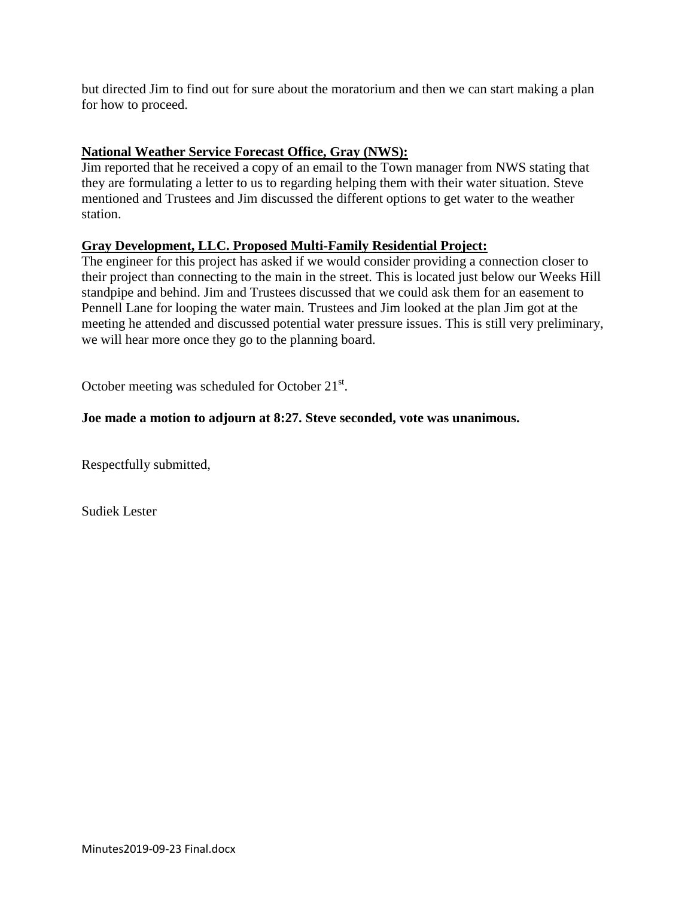but directed Jim to find out for sure about the moratorium and then we can start making a plan for how to proceed.

**National Weather Service Forecast Office, Gray (NWS):**

Jim reported that he received a copy of an email to the Town manager from NWS stating that they are formulating a letter to us to regarding helping them with their water situation. Steve mentioned and Trustees and Jim discussed the different options to get water to the weather station.

**Gray Development, LLC. Proposed Multi-Family Residential Project:**

The engineer for this project has asked if we would consider providing a connection closer to their project than connecting to the main in the street. This is located just below our Weeks Hill standpipe and behind. Jim and Trustees discussed that we could ask them for an easement to Pennell Lane for looping the water main. Trustees and Jim looked at the plan Jim got at the meeting he attended and discussed potential water pressure issues. This is still very preliminary, we will hear more once they go to the planning board.

October meeting was scheduled for October 21st.

**Joe made a motion to adjourn at 8:27. Steve seconded, vote was unanimous.**

Respectfully submitted,

Sudiek Lester